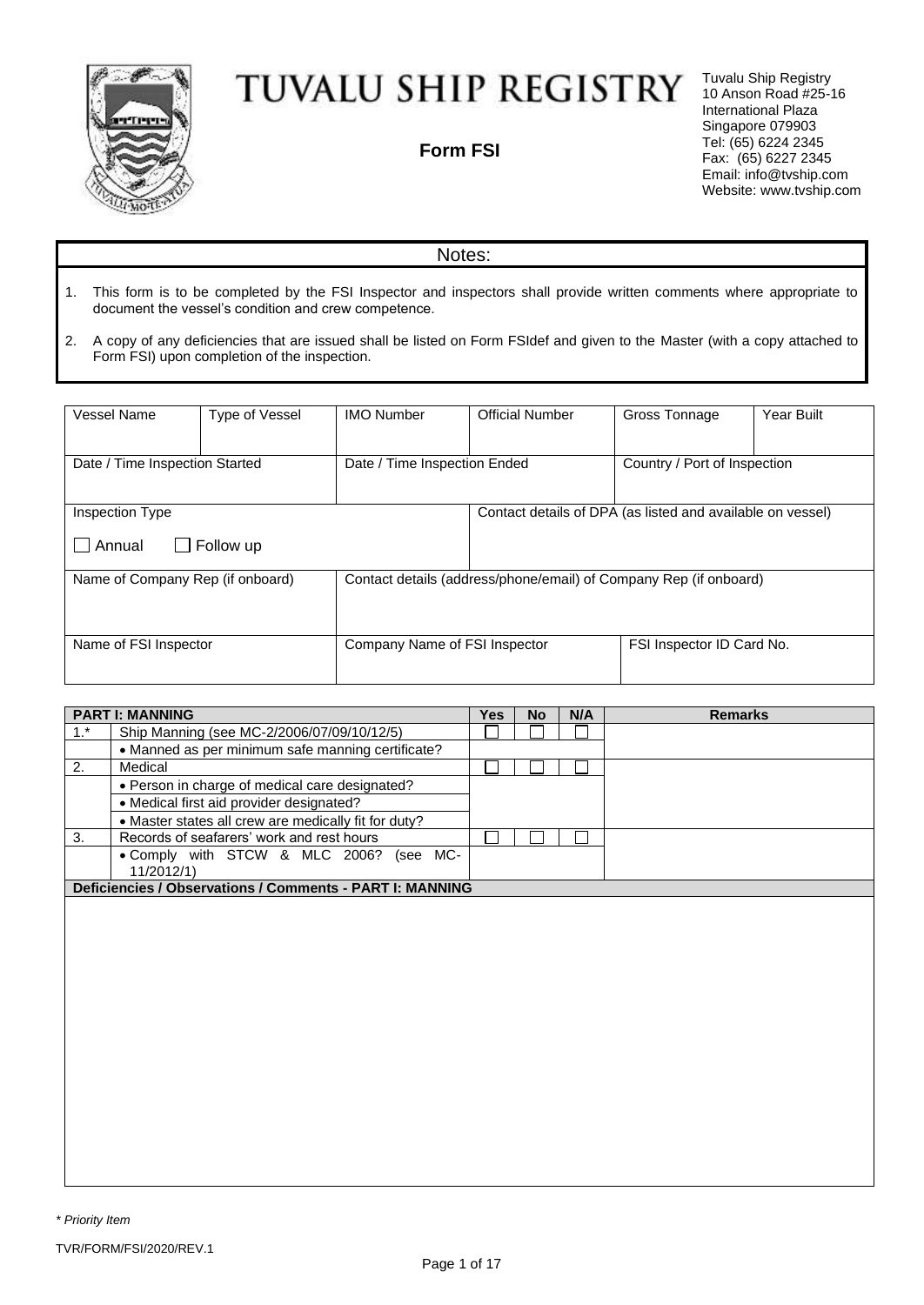# TUVALU SHIP REGISTRY

**Form FSI**

Tuvalu Ship Registry
10 Anson Road #25-16
International Plaza
Singapore 079903
Tel: (65) 6224 2345
Fax: (65) 6227 2345
Email: info@tvship.com
Website: www.tvship.com

**Notes:**

1. This form is to be completed by the FSI Inspector and inspectors shall provide written comments where appropriate to document the vessel's condition and crew competence.
2. A copy of any deficiencies that are issued shall be listed on Form FSIdef and given to the Master (with a copy attached to Form FSI) upon completion of the inspection.

| Vessel Name | Type of Vessel | IMO Number | Official Number | Gross Tonnage | Year Built |
|---|---|---|---|---|---|
| | | | | | |
| Date / Time Inspection Started | | Date / Time Inspection Ended | | Country / Port of Inspection | |
| Inspection Type<br>☐ Annual ☐ Follow up | | | Contact details of DPA (as listed and available on vessel) | | |
| Name of Company Rep (if onboard) | | Contact details (address/phone/email) of Company Rep (if onboard) | | | |
| Name of FSI Inspector | | Company Name of FSI Inspector | | FSI Inspector ID Card No. | |

| | PART I: MANNING | Yes | No | N/A | Remarks |
|---|---|---|---|---|---|
| 1.* | Ship Manning (see MC-2/2006/07/09/10/12/5) | ☐ | ☐ | ☐ | |
| | • Manned as per minimum safe manning certificate? | | | | |
| 2. | Medical | ☐ | ☐ | ☐ | |
| | • Person in charge of medical care designated? | | | | |
| | • Medical first aid provider designated? | | | | |
| | • Master states all crew are medically fit for duty? | | | | |
| 3. | Records of seafarers' work and rest hours | ☐ | ☐ | ☐ | |
| | • Comply with STCW & MLC 2006? (see MC-11/2012/1) | | | | |

**Deficiencies / Observations / Comments - PART I: MANNING**

*\* Priority Item*

TVR/FORM/FSI/2020/REV.1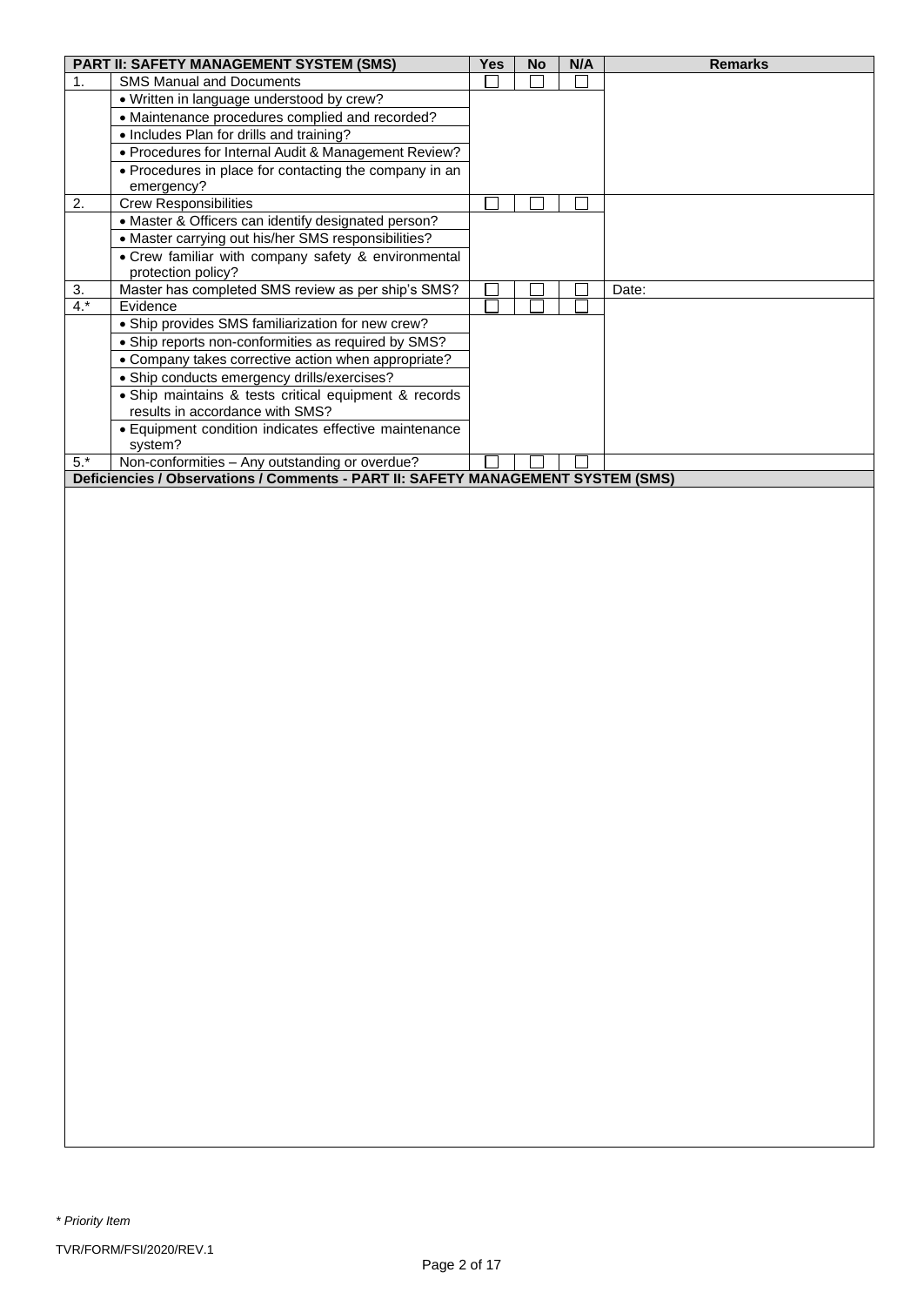| | PART II: SAFETY MANAGEMENT SYSTEM (SMS) | Yes | No | N/A | Remarks |
|---|---|---|---|---|---|
| 1. | SMS Manual and Documents | ☐ | ☐ | ☐ | |
| | • Written in language understood by crew? | | | | |
| | • Maintenance procedures complied and recorded? | | | | |
| | • Includes Plan for drills and training? | | | | |
| | • Procedures for Internal Audit & Management Review? | | | | |
| | • Procedures in place for contacting the company in an emergency? | | | | |
| 2. | Crew Responsibilities | ☐ | ☐ | ☐ | |
| | • Master & Officers can identify designated person? | | | | |
| | • Master carrying out his/her SMS responsibilities? | | | | |
| | • Crew familiar with company safety & environmental protection policy? | | | | |
| 3. | Master has completed SMS review as per ship's SMS? | ☐ | ☐ | ☐ | Date: |
| 4.* | Evidence | ☐ | ☐ | ☐ | |
| | • Ship provides SMS familiarization for new crew? | | | | |
| | • Ship reports non-conformities as required by SMS? | | | | |
| | • Company takes corrective action when appropriate? | | | | |
| | • Ship conducts emergency drills/exercises? | | | | |
| | • Ship maintains & tests critical equipment & records results in accordance with SMS? | | | | |
| | • Equipment condition indicates effective maintenance system? | | | | |
| 5.* | Non-conformities – Any outstanding or overdue? | ☐ | ☐ | ☐ | |

**Deficiencies / Observations / Comments - PART II: SAFETY MANAGEMENT SYSTEM (SMS)**

*\* Priority Item*

TVR/FORM/FSI/2020/REV.1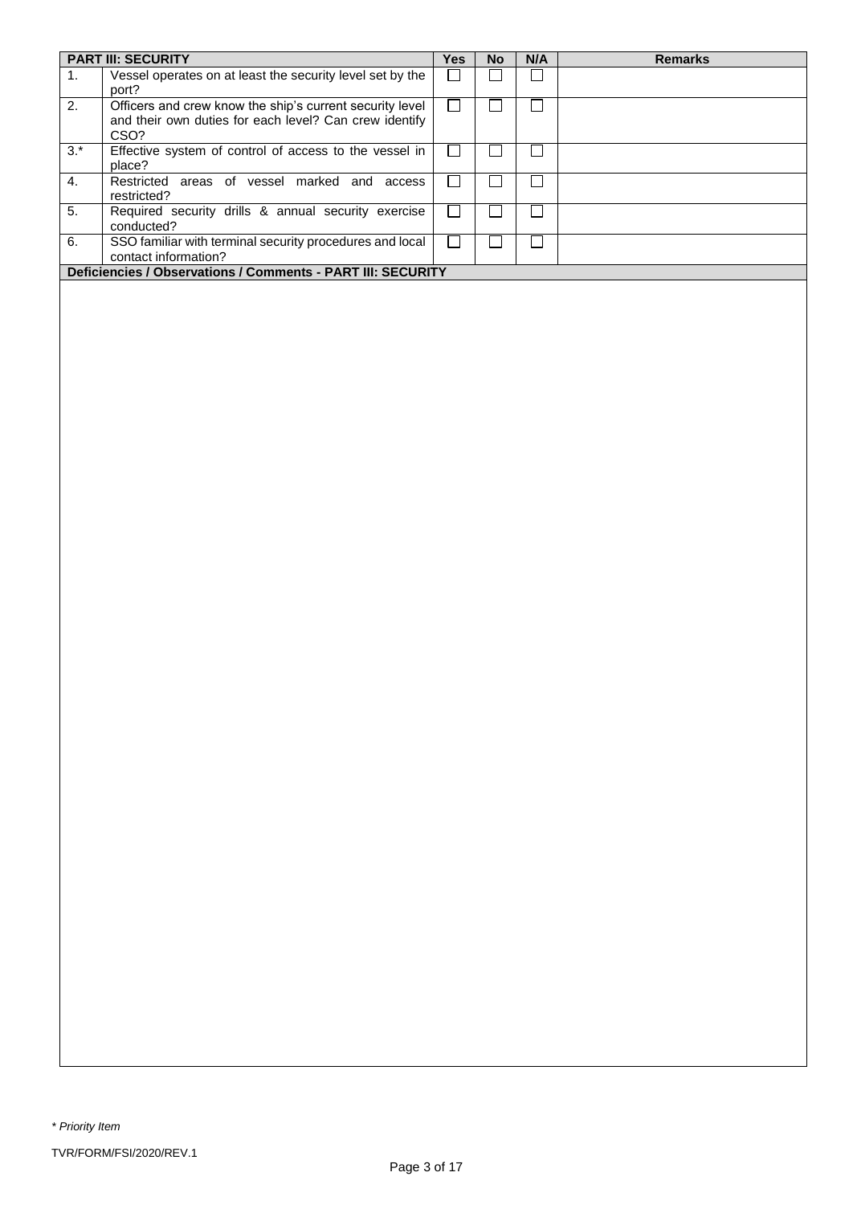| PART III: SECURITY | | Yes | No | N/A | Remarks |
|---|---|---|---|---|---|
| 1. | Vessel operates on at least the security level set by the port? | ☐ | ☐ | ☐ | |
| 2. | Officers and crew know the ship's current security level and their own duties for each level? Can crew identify CSO? | ☐ | ☐ | ☐ | |
| 3.* | Effective system of control of access to the vessel in place? | ☐ | ☐ | ☐ | |
| 4. | Restricted areas of vessel marked and access restricted? | ☐ | ☐ | ☐ | |
| 5. | Required security drills & annual security exercise conducted? | ☐ | ☐ | ☐ | |
| 6. | SSO familiar with terminal security procedures and local contact information? | ☐ | ☐ | ☐ | |

**Deficiencies / Observations / Comments - PART III: SECURITY**

*\* Priority Item*

TVR/FORM/FSI/2020/REV.1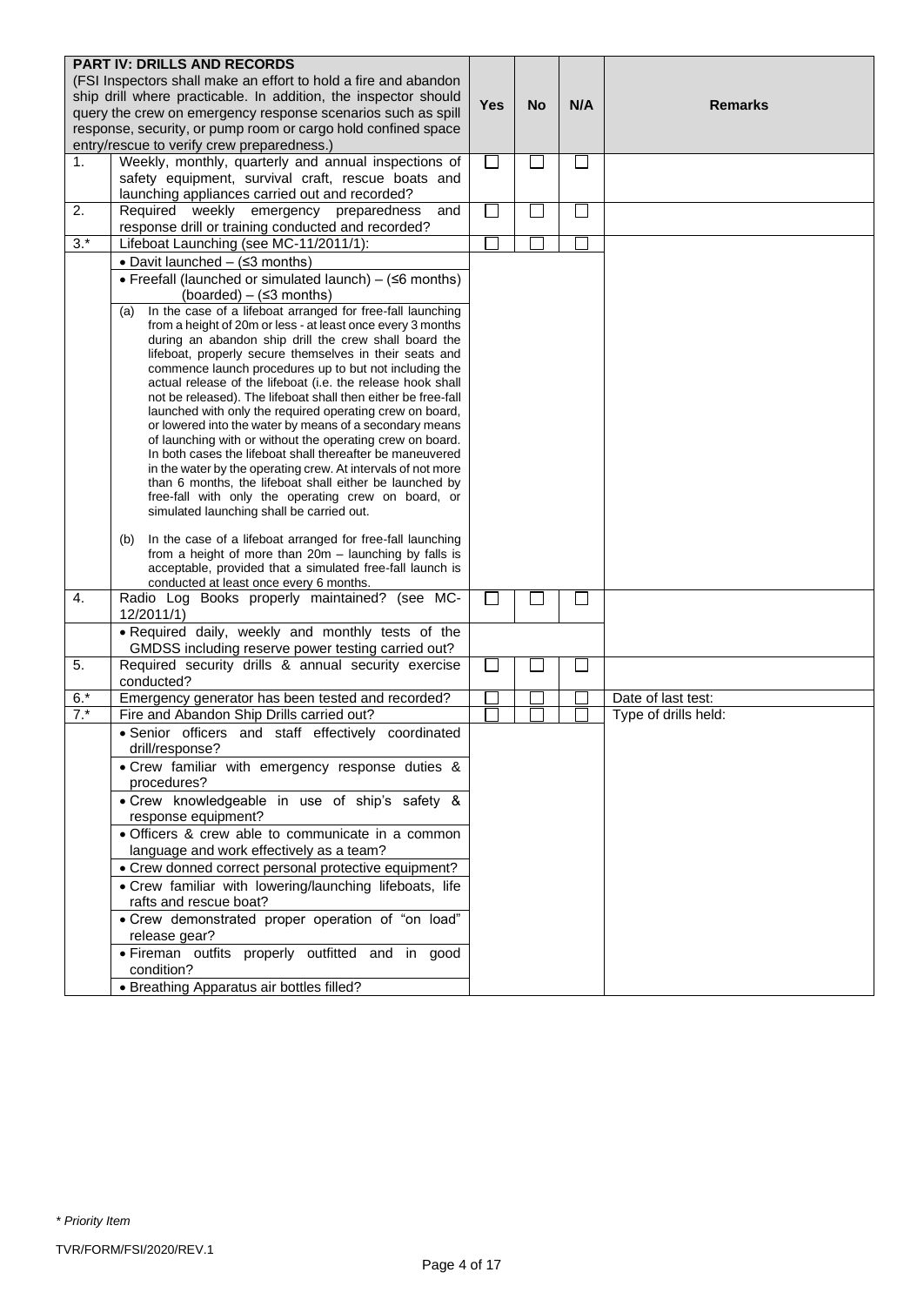| | **PART IV: DRILLS AND RECORDS** (FSI Inspectors shall make an effort to hold a fire and abandon ship drill where practicable. In addition, the inspector should query the crew on emergency response scenarios such as spill response, security, or pump room or cargo hold confined space entry/rescue to verify crew preparedness.) | **Yes** | **No** | **N/A** | **Remarks** |
|---|---|---|---|---|---|
| 1. | Weekly, monthly, quarterly and annual inspections of safety equipment, survival craft, rescue boats and launching appliances carried out and recorded? | ☐ | ☐ | ☐ | |
| 2. | Required weekly emergency preparedness and response drill or training conducted and recorded? | ☐ | ☐ | ☐ | |
| 3.* | Lifeboat Launching (see MC-11/2011/1): | ☐ | ☐ | ☐ | |
| | • Davit launched – (≤3 months) | | | | |
| | • Freefall (launched or simulated launch) – (≤6 months) (boarded) – (≤3 months) | | | | |
| | (a) In the case of a lifeboat arranged for free-fall launching from a height of 20m or less - at least once every 3 months during an abandon ship drill the crew shall board the lifeboat, properly secure themselves in their seats and commence launch procedures up to but not including the actual release of the lifeboat (i.e. the release hook shall not be released). The lifeboat shall then either be free-fall launched with only the required operating crew on board, or lowered into the water by means of a secondary means of launching with or without the operating crew on board. In both cases the lifeboat shall thereafter be maneuvered in the water by the operating crew. At intervals of not more than 6 months, the lifeboat shall either be launched by free-fall with only the operating crew on board, or simulated launching shall be carried out.<br><br>(b) In the case of a lifeboat arranged for free-fall launching from a height of more than 20m – launching by falls is acceptable, provided that a simulated free-fall launch is conducted at least once every 6 months. | | | | |
| 4. | Radio Log Books properly maintained? (see MC-12/2011/1) | ☐ | ☐ | ☐ | |
| | • Required daily, weekly and monthly tests of the GMDSS including reserve power testing carried out? | | | | |
| 5. | Required security drills & annual security exercise conducted? | ☐ | ☐ | ☐ | |
| 6.* | Emergency generator has been tested and recorded? | ☐ | ☐ | ☐ | Date of last test: |
| 7.* | Fire and Abandon Ship Drills carried out? | ☐ | ☐ | ☐ | Type of drills held: |
| | • Senior officers and staff effectively coordinated drill/response? | | | | |
| | • Crew familiar with emergency response duties & procedures? | | | | |
| | • Crew knowledgeable in use of ship's safety & response equipment? | | | | |
| | • Officers & crew able to communicate in a common language and work effectively as a team? | | | | |
| | • Crew donned correct personal protective equipment? | | | | |
| | • Crew familiar with lowering/launching lifeboats, life rafts and rescue boat? | | | | |
| | • Crew demonstrated proper operation of "on load" release gear? | | | | |
| | • Fireman outfits properly outfitted and in good condition? | | | | |
| | • Breathing Apparatus air bottles filled? | | | | |

*\* Priority Item*

TVR/FORM/FSI/2020/REV.1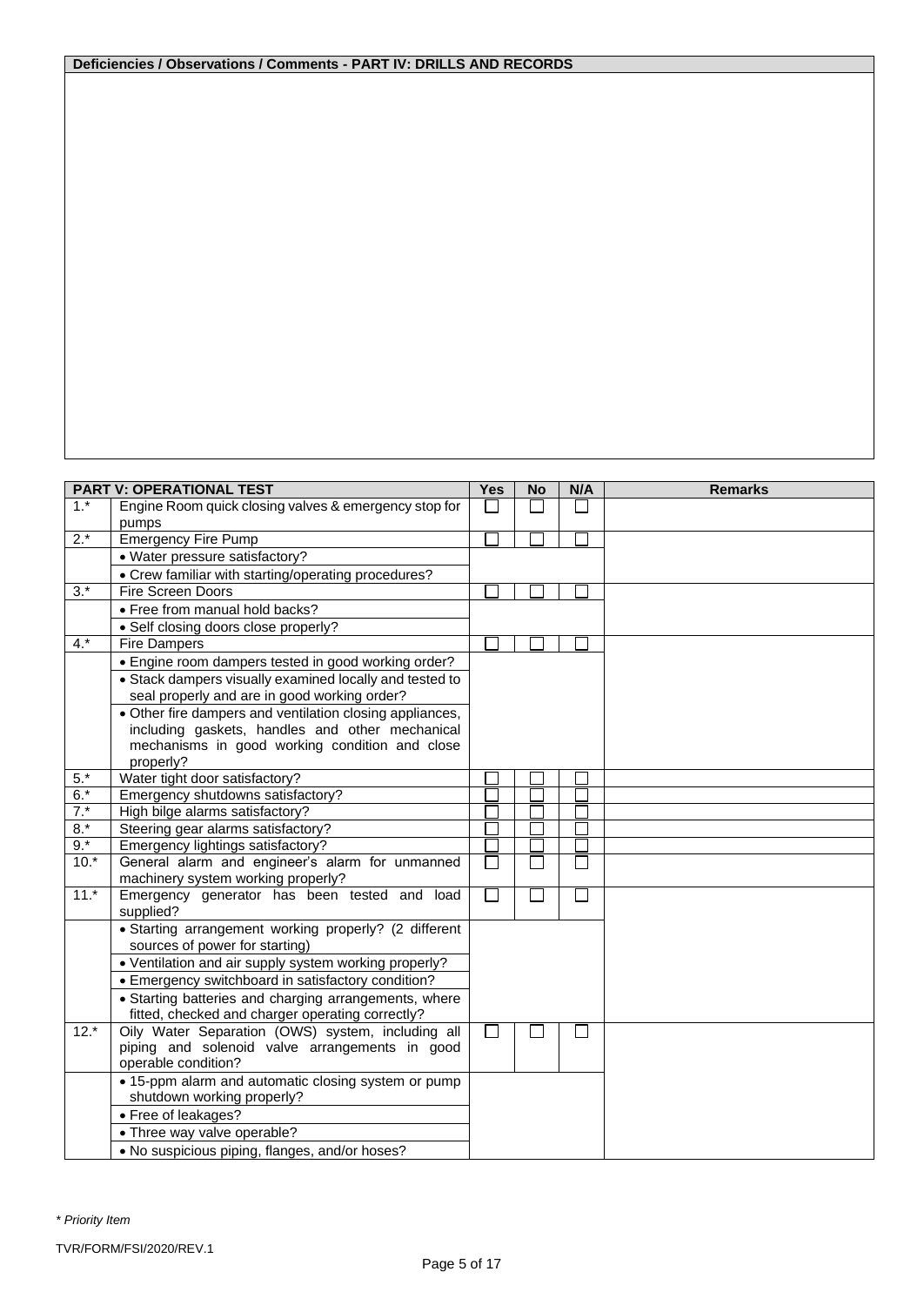| Deficiencies / Observations / Comments - PART IV: DRILLS AND RECORDS |
|---|
| |

| PART V: OPERATIONAL TEST | | Yes | No | N/A | Remarks |
|---|---|---|---|---|---|
| 1.* | Engine Room quick closing valves & emergency stop for pumps | ☐ | ☐ | ☐ | |
| 2.* | Emergency Fire Pump | ☐ | ☐ | ☐ | |
| | • Water pressure satisfactory? | | | | |
| | • Crew familiar with starting/operating procedures? | | | | |
| 3.* | Fire Screen Doors | ☐ | ☐ | ☐ | |
| | • Free from manual hold backs? | | | | |
| | • Self closing doors close properly? | | | | |
| 4.* | Fire Dampers | ☐ | ☐ | ☐ | |
| | • Engine room dampers tested in good working order? | | | | |
| | • Stack dampers visually examined locally and tested to seal properly and are in good working order? | | | | |
| | • Other fire dampers and ventilation closing appliances, including gaskets, handles and other mechanical mechanisms in good working condition and close properly? | | | | |
| 5.* | Water tight door satisfactory? | ☐ | ☐ | ☐ | |
| 6.* | Emergency shutdowns satisfactory? | ☐ | ☐ | ☐ | |
| 7.* | High bilge alarms satisfactory? | ☐ | ☐ | ☐ | |
| 8.* | Steering gear alarms satisfactory? | ☐ | ☐ | ☐ | |
| 9.* | Emergency lightings satisfactory? | ☐ | ☐ | ☐ | |
| 10.* | General alarm and engineer's alarm for unmanned machinery system working properly? | ☐ | ☐ | ☐ | |
| 11.* | Emergency generator has been tested and load supplied? | ☐ | ☐ | ☐ | |
| | • Starting arrangement working properly? (2 different sources of power for starting) | | | | |
| | • Ventilation and air supply system working properly? | | | | |
| | • Emergency switchboard in satisfactory condition? | | | | |
| | • Starting batteries and charging arrangements, where fitted, checked and charger operating correctly? | | | | |
| 12.* | Oily Water Separation (OWS) system, including all piping and solenoid valve arrangements in good operable condition? | ☐ | ☐ | ☐ | |
| | • 15-ppm alarm and automatic closing system or pump shutdown working properly? | | | | |
| | • Free of leakages? | | | | |
| | • Three way valve operable? | | | | |
| | • No suspicious piping, flanges, and/or hoses? | | | | |

*\* Priority Item*

TVR/FORM/FSI/2020/REV.1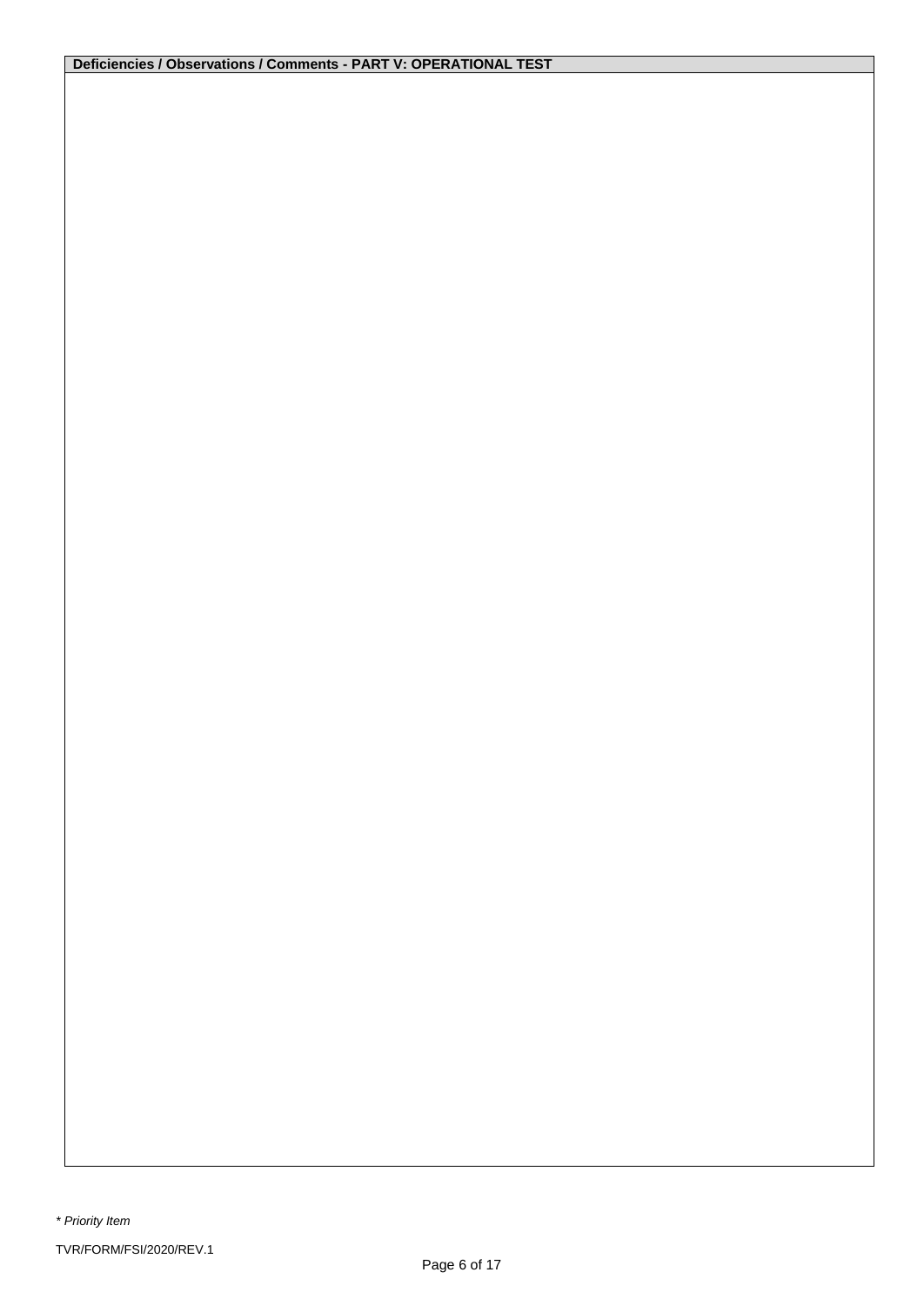| Deficiencies / Observations / Comments - PART V: OPERATIONAL TEST |
| --- |
| |

*\* Priority Item*

TVR/FORM/FSI/2020/REV.1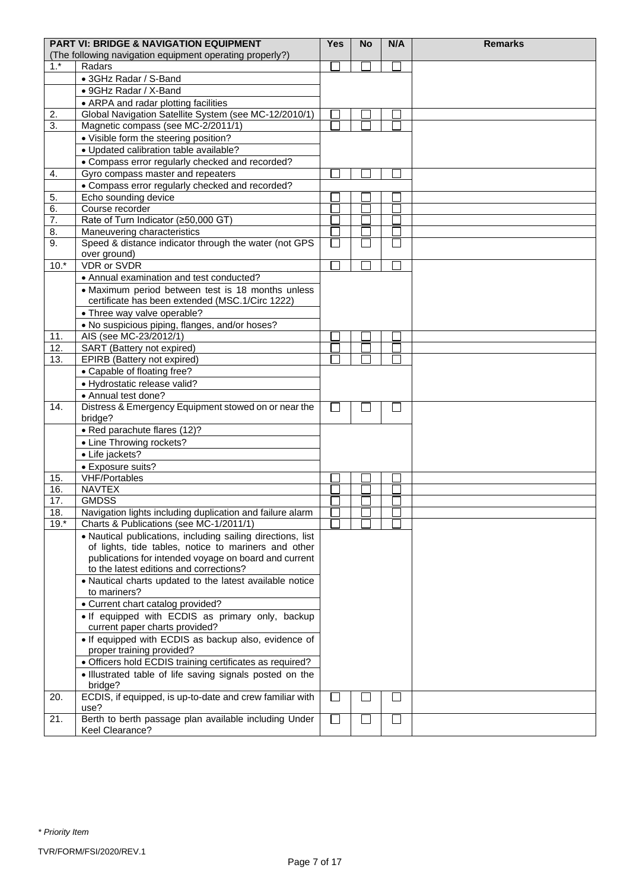| | PART VI: BRIDGE & NAVIGATION EQUIPMENT (The following navigation equipment operating properly?) | Yes | No | N/A | Remarks |
|---|---|---|---|---|---|
| 1.* | Radars | ☐ | ☐ | ☐ | |
| | • 3GHz Radar / S-Band | | | | |
| | • 9GHz Radar / X-Band | | | | |
| | • ARPA and radar plotting facilities | | | | |
| 2. | Global Navigation Satellite System (see MC-12/2010/1) | ☐ | ☐ | ☐ | |
| 3. | Magnetic compass (see MC-2/2011/1) | ☐ | ☐ | ☐ | |
| | • Visible form the steering position? | | | | |
| | • Updated calibration table available? | | | | |
| | • Compass error regularly checked and recorded? | | | | |
| 4. | Gyro compass master and repeaters | ☐ | ☐ | ☐ | |
| | • Compass error regularly checked and recorded? | | | | |
| 5. | Echo sounding device | ☐ | ☐ | ☐ | |
| 6. | Course recorder | ☐ | ☐ | ☐ | |
| 7. | Rate of Turn Indicator (≥50,000 GT) | ☐ | ☐ | ☐ | |
| 8. | Maneuvering characteristics | ☐ | ☐ | ☐ | |
| 9. | Speed & distance indicator through the water (not GPS over ground) | ☐ | ☐ | ☐ | |
| 10.* | VDR or SVDR | ☐ | ☐ | ☐ | |
| | • Annual examination and test conducted? | | | | |
| | • Maximum period between test is 18 months unless certificate has been extended (MSC.1/Circ 1222) | | | | |
| | • Three way valve operable? | | | | |
| | • No suspicious piping, flanges, and/or hoses? | | | | |
| 11. | AIS (see MC-23/2012/1) | ☐ | ☐ | ☐ | |
| 12. | SART (Battery not expired) | ☐ | ☐ | ☐ | |
| 13. | EPIRB (Battery not expired) | ☐ | ☐ | ☐ | |
| | • Capable of floating free? | | | | |
| | • Hydrostatic release valid? | | | | |
| | • Annual test done? | | | | |
| 14. | Distress & Emergency Equipment stowed on or near the bridge? | ☐ | ☐ | ☐ | |
| | • Red parachute flares (12)? | | | | |
| | • Line Throwing rockets? | | | | |
| | • Life jackets? | | | | |
| | • Exposure suits? | | | | |
| 15. | VHF/Portables | ☐ | ☐ | ☐ | |
| 16. | NAVTEX | ☐ | ☐ | ☐ | |
| 17. | GMDSS | ☐ | ☐ | ☐ | |
| 18. | Navigation lights including duplication and failure alarm | ☐ | ☐ | ☐ | |
| 19.* | Charts & Publications (see MC-1/2011/1) | ☐ | ☐ | ☐ | |
| | • Nautical publications, including sailing directions, list of lights, tide tables, notice to mariners and other publications for intended voyage on board and current to the latest editions and corrections? | | | | |
| | • Nautical charts updated to the latest available notice to mariners? | | | | |
| | • Current chart catalog provided? | | | | |
| | • If equipped with ECDIS as primary only, backup current paper charts provided? | | | | |
| | • If equipped with ECDIS as backup also, evidence of proper training provided? | | | | |
| | • Officers hold ECDIS training certificates as required? | | | | |
| | • Illustrated table of life saving signals posted on the bridge? | | | | |
| 20. | ECDIS, if equipped, is up-to-date and crew familiar with use? | ☐ | ☐ | ☐ | |
| 21. | Berth to berth passage plan available including Under Keel Clearance? | ☐ | ☐ | ☐ | |

*\* Priority Item*

TVR/FORM/FSI/2020/REV.1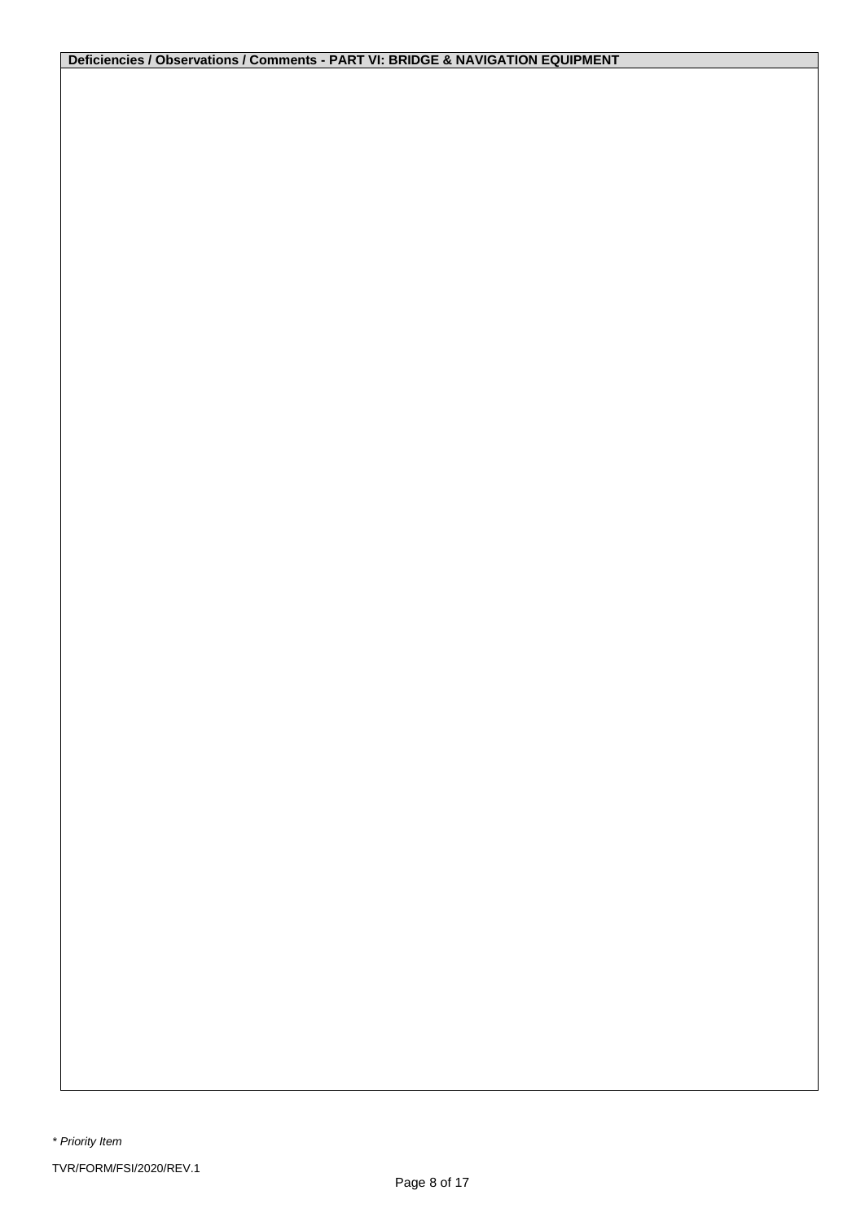| Deficiencies / Observations / Comments - PART VI: BRIDGE & NAVIGATION EQUIPMENT |
| --- |
| |

*\* Priority Item*

TVR/FORM/FSI/2020/REV.1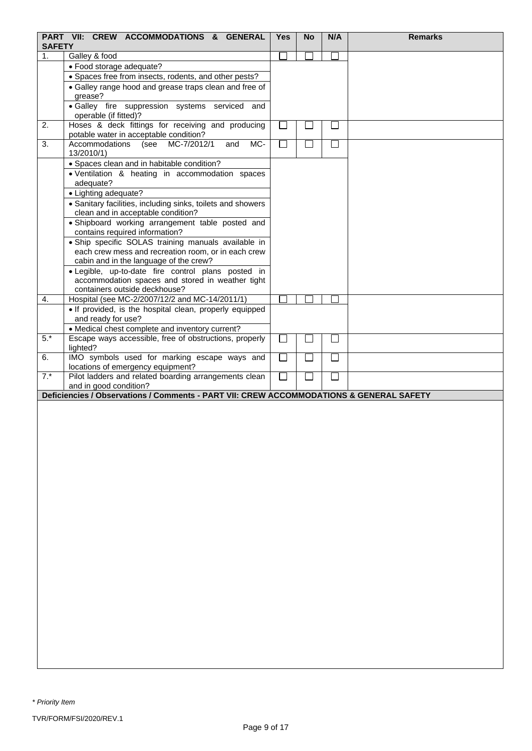| PART VII: CREW ACCOMMODATIONS & GENERAL SAFETY | | Yes | No | N/A | Remarks |
|---|---|---|---|---|---|
| 1. | Galley & food | ☐ | ☐ | ☐ | |
| | • Food storage adequate? | | | | |
| | • Spaces free from insects, rodents, and other pests? | | | | |
| | • Galley range hood and grease traps clean and free of grease? | | | | |
| | • Galley fire suppression systems serviced and operable (if fitted)? | | | | |
| 2. | Hoses & deck fittings for receiving and producing potable water in acceptable condition? | ☐ | ☐ | ☐ | |
| 3. | Accommodations (see MC-7/2012/1 and MC-13/2010/1) | ☐ | ☐ | ☐ | |
| | • Spaces clean and in habitable condition? | | | | |
| | • Ventilation & heating in accommodation spaces adequate? | | | | |
| | • Lighting adequate? | | | | |
| | • Sanitary facilities, including sinks, toilets and showers clean and in acceptable condition? | | | | |
| | • Shipboard working arrangement table posted and contains required information? | | | | |
| | • Ship specific SOLAS training manuals available in each crew mess and recreation room, or in each crew cabin and in the language of the crew? | | | | |
| | • Legible, up-to-date fire control plans posted in accommodation spaces and stored in weather tight containers outside deckhouse? | | | | |
| 4. | Hospital (see MC-2/2007/12/2 and MC-14/2011/1) | ☐ | ☐ | ☐ | |
| | • If provided, is the hospital clean, properly equipped and ready for use? | | | | |
| | • Medical chest complete and inventory current? | | | | |
| 5.* | Escape ways accessible, free of obstructions, properly lighted? | ☐ | ☐ | ☐ | |
| 6. | IMO symbols used for marking escape ways and locations of emergency equipment? | ☐ | ☐ | ☐ | |
| 7.* | Pilot ladders and related boarding arrangements clean and in good condition? | ☐ | ☐ | ☐ | |

**Deficiencies / Observations / Comments - PART VII: CREW ACCOMMODATIONS & GENERAL SAFETY**

*\* Priority Item*

TVR/FORM/FSI/2020/REV.1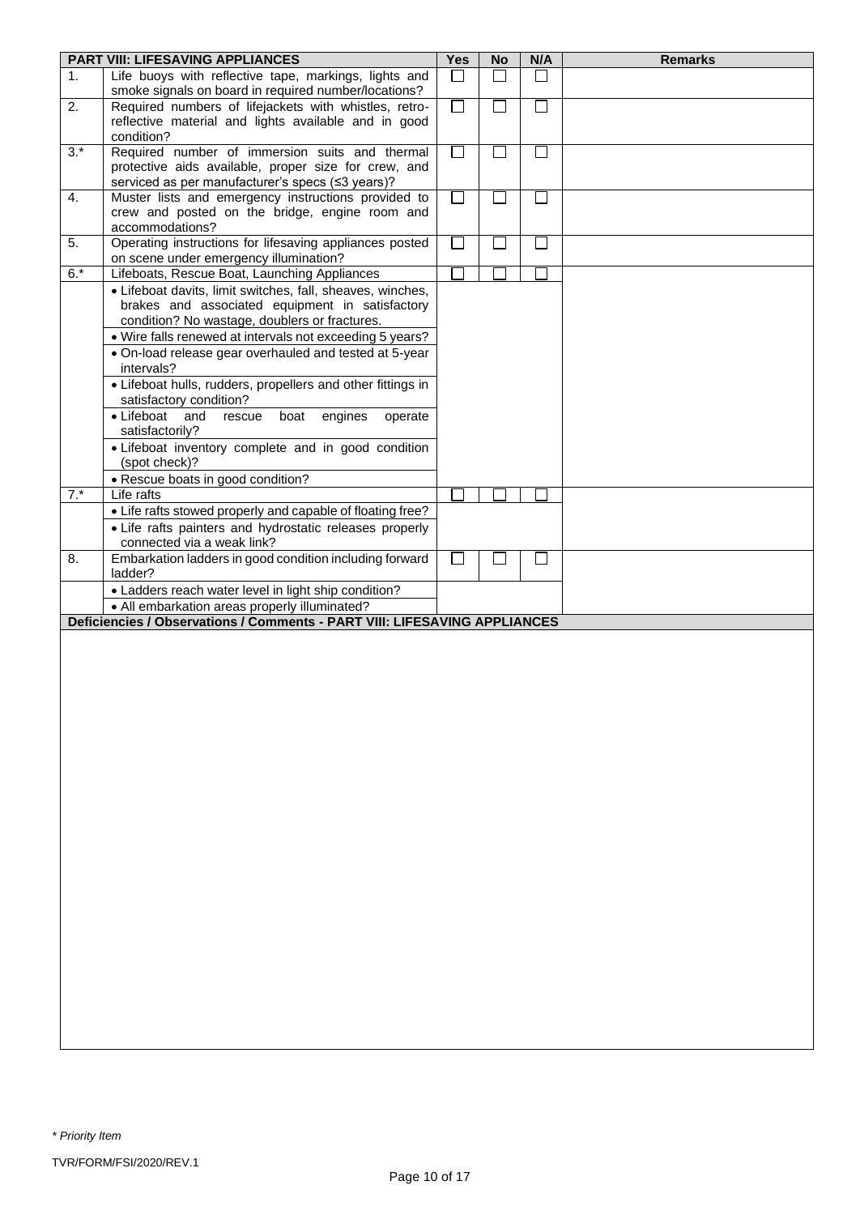| | PART VIII: LIFESAVING APPLIANCES | Yes | No | N/A | Remarks |
|---|---|---|---|---|---|
| 1. | Life buoys with reflective tape, markings, lights and smoke signals on board in required number/locations? | ☐ | ☐ | ☐ | |
| 2. | Required numbers of lifejackets with whistles, retro-reflective material and lights available and in good condition? | ☐ | ☐ | ☐ | |
| 3.* | Required number of immersion suits and thermal protective aids available, proper size for crew, and serviced as per manufacturer's specs (≤3 years)? | ☐ | ☐ | ☐ | |
| 4. | Muster lists and emergency instructions provided to crew and posted on the bridge, engine room and accommodations? | ☐ | ☐ | ☐ | |
| 5. | Operating instructions for lifesaving appliances posted on scene under emergency illumination? | ☐ | ☐ | ☐ | |
| 6.* | Lifeboats, Rescue Boat, Launching Appliances | ☐ | ☐ | ☐ | |
| | • Lifeboat davits, limit switches, fall, sheaves, winches, brakes and associated equipment in satisfactory condition? No wastage, doublers or fractures. | | | | |
| | • Wire falls renewed at intervals not exceeding 5 years? | | | | |
| | • On-load release gear overhauled and tested at 5-year intervals? | | | | |
| | • Lifeboat hulls, rudders, propellers and other fittings in satisfactory condition? | | | | |
| | • Lifeboat and rescue boat engines operate satisfactorily? | | | | |
| | • Lifeboat inventory complete and in good condition (spot check)? | | | | |
| | • Rescue boats in good condition? | | | | |
| 7.* | Life rafts | ☐ | ☐ | ☐ | |
| | • Life rafts stowed properly and capable of floating free? | | | | |
| | • Life rafts painters and hydrostatic releases properly connected via a weak link? | | | | |
| 8. | Embarkation ladders in good condition including forward ladder? | ☐ | ☐ | ☐ | |
| | • Ladders reach water level in light ship condition? | | | | |
| | • All embarkation areas properly illuminated? | | | | |

**Deficiencies / Observations / Comments - PART VIII: LIFESAVING APPLIANCES**

*\* Priority Item*

TVR/FORM/FSI/2020/REV.1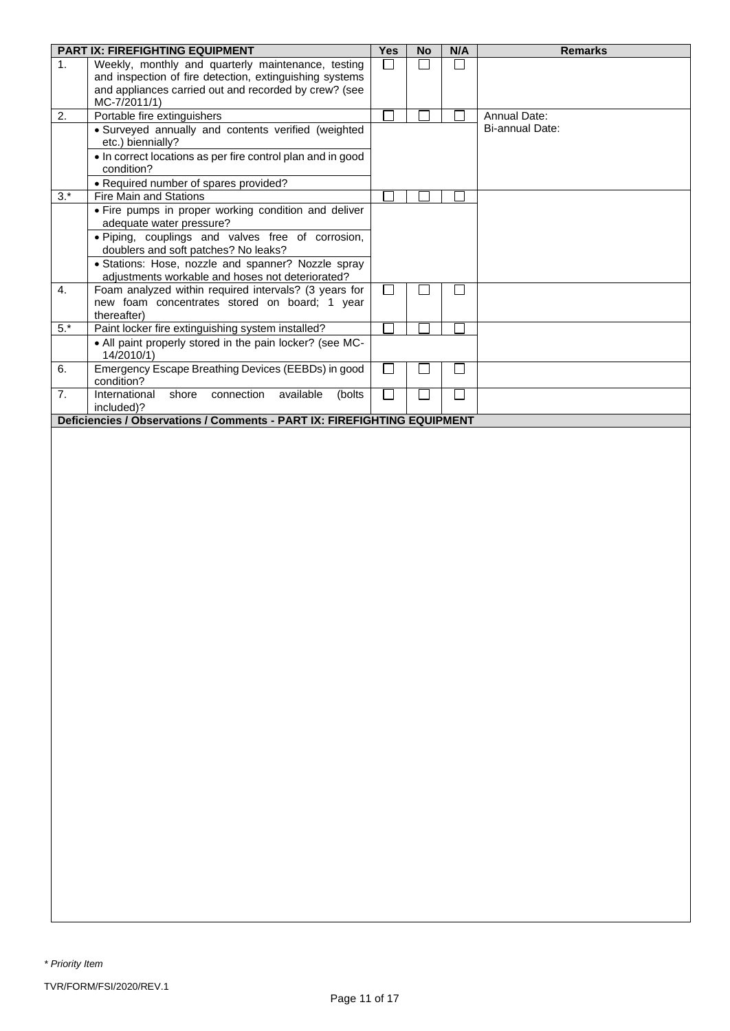| | PART IX: FIREFIGHTING EQUIPMENT | Yes | No | N/A | Remarks |
|---|---|---|---|---|---|
| 1. | Weekly, monthly and quarterly maintenance, testing and inspection of fire detection, extinguishing systems and appliances carried out and recorded by crew? (see MC-7/2011/1) | ☐ | ☐ | ☐ | |
| 2. | Portable fire extinguishers | ☐ | ☐ | ☐ | Annual Date:<br>Bi-annual Date: |
| | • Surveyed annually and contents verified (weighted etc.) biennially? | | | | |
| | • In correct locations as per fire control plan and in good condition? | | | | |
| | • Required number of spares provided? | | | | |
| 3.* | Fire Main and Stations | ☐ | ☐ | ☐ | |
| | • Fire pumps in proper working condition and deliver adequate water pressure? | | | | |
| | • Piping, couplings and valves free of corrosion, doublers and soft patches? No leaks? | | | | |
| | • Stations: Hose, nozzle and spanner? Nozzle spray adjustments workable and hoses not deteriorated? | | | | |
| 4. | Foam analyzed within required intervals? (3 years for new foam concentrates stored on board; 1 year thereafter) | ☐ | ☐ | ☐ | |
| 5.* | Paint locker fire extinguishing system installed? | ☐ | ☐ | ☐ | |
| | • All paint properly stored in the pain locker? (see MC-14/2010/1) | | | | |
| 6. | Emergency Escape Breathing Devices (EEBDs) in good condition? | ☐ | ☐ | ☐ | |
| 7. | International shore connection available (bolts included)? | ☐ | ☐ | ☐ | |

**Deficiencies / Observations / Comments - PART IX: FIREFIGHTING EQUIPMENT**

*\* Priority Item*

TVR/FORM/FSI/2020/REV.1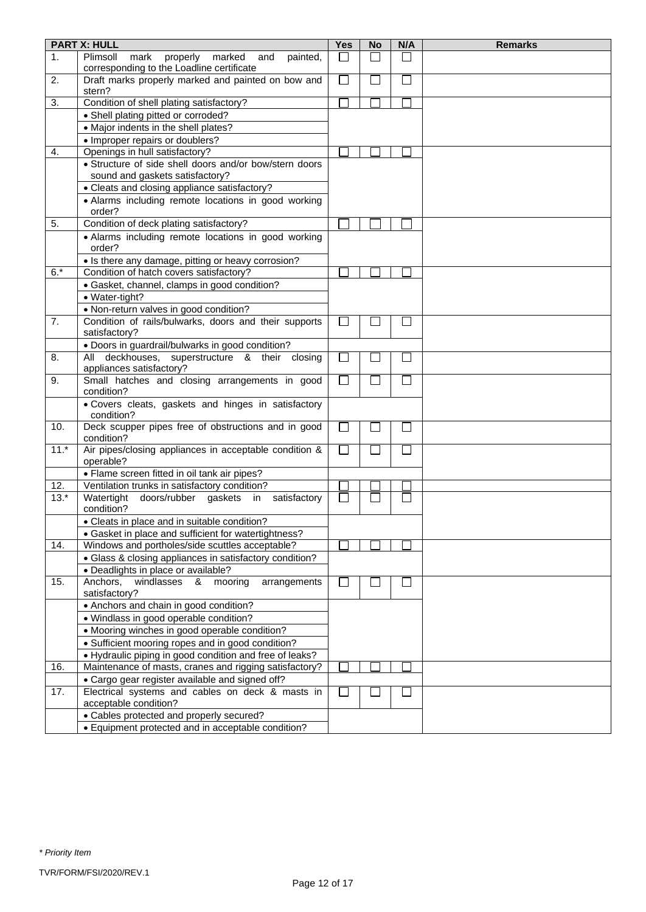| PART X: HULL | | Yes | No | N/A | Remarks |
|---|---|---|---|---|---|
| 1. | Plimsoll mark properly marked and painted, corresponding to the Loadline certificate | ☐ | ☐ | ☐ | |
| 2. | Draft marks properly marked and painted on bow and stern? | ☐ | ☐ | ☐ | |
| 3. | Condition of shell plating satisfactory? | ☐ | ☐ | ☐ | |
| | • Shell plating pitted or corroded? | | | | |
| | • Major indents in the shell plates? | | | | |
| | • Improper repairs or doublers? | | | | |
| 4. | Openings in hull satisfactory? | ☐ | ☐ | ☐ | |
| | • Structure of side shell doors and/or bow/stern doors sound and gaskets satisfactory? | | | | |
| | • Cleats and closing appliance satisfactory? | | | | |
| | • Alarms including remote locations in good working order? | | | | |
| 5. | Condition of deck plating satisfactory? | ☐ | ☐ | ☐ | |
| | • Alarms including remote locations in good working order? | | | | |
| | • Is there any damage, pitting or heavy corrosion? | | | | |
| 6.* | Condition of hatch covers satisfactory? | ☐ | ☐ | ☐ | |
| | • Gasket, channel, clamps in good condition? | | | | |
| | • Water-tight? | | | | |
| | • Non-return valves in good condition? | | | | |
| 7. | Condition of rails/bulwarks, doors and their supports satisfactory? | ☐ | ☐ | ☐ | |
| | • Doors in guardrail/bulwarks in good condition? | | | | |
| 8. | All deckhouses, superstructure & their closing appliances satisfactory? | ☐ | ☐ | ☐ | |
| 9. | Small hatches and closing arrangements in good condition? | ☐ | ☐ | ☐ | |
| | • Covers cleats, gaskets and hinges in satisfactory condition? | | | | |
| 10. | Deck scupper pipes free of obstructions and in good condition? | ☐ | ☐ | ☐ | |
| 11.* | Air pipes/closing appliances in acceptable condition & operable? | ☐ | ☐ | ☐ | |
| | • Flame screen fitted in oil tank air pipes? | | | | |
| 12. | Ventilation trunks in satisfactory condition? | ☐ | ☐ | ☐ | |
| 13.* | Watertight doors/rubber gaskets in satisfactory condition? | ☐ | ☐ | ☐ | |
| | • Cleats in place and in suitable condition? | | | | |
| | • Gasket in place and sufficient for watertightness? | | | | |
| 14. | Windows and portholes/side scuttles acceptable? | ☐ | ☐ | ☐ | |
| | • Glass & closing appliances in satisfactory condition? | | | | |
| | • Deadlights in place or available? | | | | |
| 15. | Anchors, windlasses & mooring arrangements satisfactory? | ☐ | ☐ | ☐ | |
| | • Anchors and chain in good condition? | | | | |
| | • Windlass in good operable condition? | | | | |
| | • Mooring winches in good operable condition? | | | | |
| | • Sufficient mooring ropes and in good condition? | | | | |
| | • Hydraulic piping in good condition and free of leaks? | | | | |
| 16. | Maintenance of masts, cranes and rigging satisfactory? | ☐ | ☐ | ☐ | |
| | • Cargo gear register available and signed off? | | | | |
| 17. | Electrical systems and cables on deck & masts in acceptable condition? | ☐ | ☐ | ☐ | |
| | • Cables protected and properly secured? | | | | |
| | • Equipment protected and in acceptable condition? | | | | |

*\* Priority Item*

TVR/FORM/FSI/2020/REV.1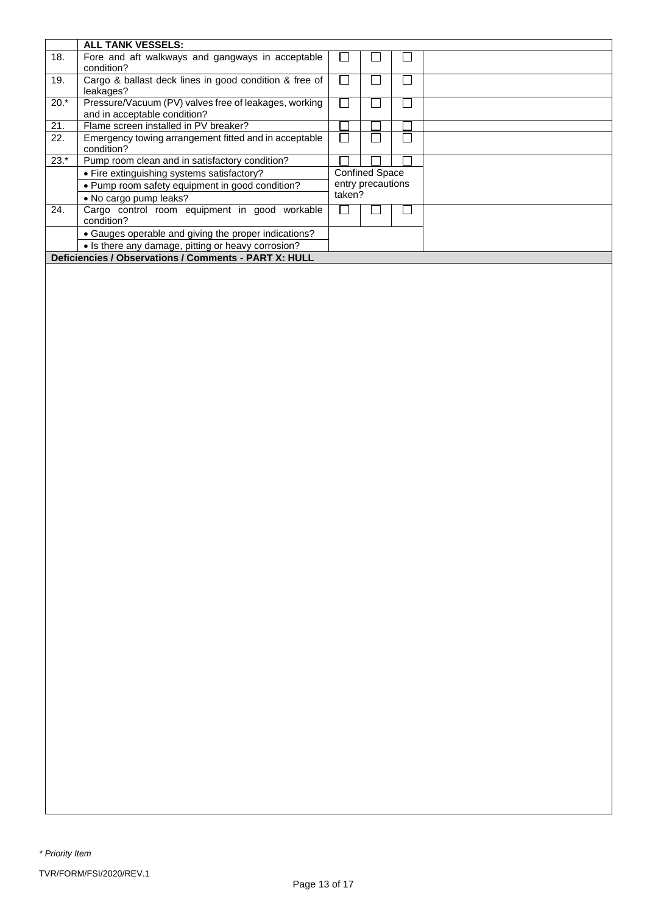| | ALL TANK VESSELS: | | | | |
|---|---|---|---|---|---|
| 18. | Fore and aft walkways and gangways in acceptable condition? | ☐ | ☐ | ☐ | |
| 19. | Cargo & ballast deck lines in good condition & free of leakages? | ☐ | ☐ | ☐ | |
| 20.* | Pressure/Vacuum (PV) valves free of leakages, working and in acceptable condition? | ☐ | ☐ | ☐ | |
| 21. | Flame screen installed in PV breaker? | ☐ | ☐ | ☐ | |
| 22. | Emergency towing arrangement fitted and in acceptable condition? | ☐ | ☐ | ☐ | |
| 23.* | Pump room clean and in satisfactory condition? | ☐ | ☐ | ☐ | |
| | • Fire extinguishing systems satisfactory? • Pump room safety equipment in good condition? • No cargo pump leaks? | Confined Space entry precautions taken? | | | |
| 24. | Cargo control room equipment in good workable condition? | ☐ | ☐ | ☐ | |
| | • Gauges operable and giving the proper indications? • Is there any damage, pitting or heavy corrosion? | | | | |

**Deficiencies / Observations / Comments - PART X: HULL**

*\* Priority Item*

TVR/FORM/FSI/2020/REV.1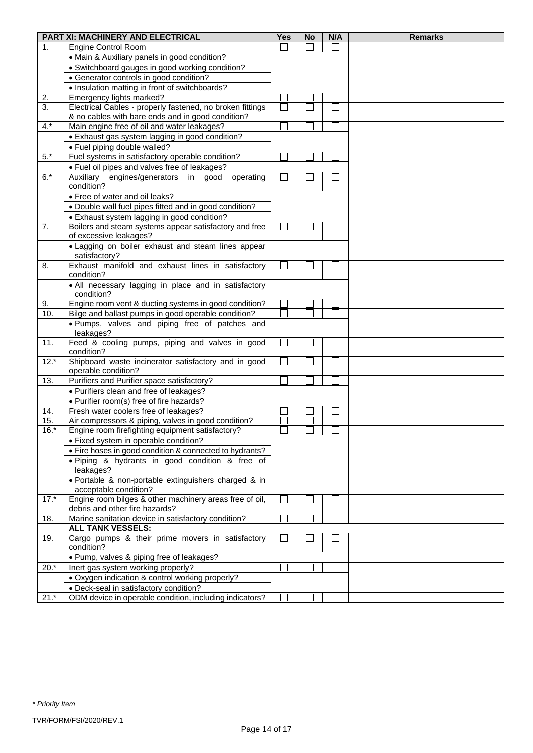| | PART XI: MACHINERY AND ELECTRICAL | Yes | No | N/A | Remarks |
|---|---|---|---|---|---|
| 1. | Engine Control Room | ☐ | ☐ | ☐ | |
| | • Main & Auxiliary panels in good condition? | | | | |
| | • Switchboard gauges in good working condition? | | | | |
| | • Generator controls in good condition? | | | | |
| | • Insulation matting in front of switchboards? | | | | |
| 2. | Emergency lights marked? | ☐ | ☐ | ☐ | |
| 3. | Electrical Cables - properly fastened, no broken fittings & no cables with bare ends and in good condition? | ☐ | ☐ | ☐ | |
| 4.* | Main engine free of oil and water leakages? | ☐ | ☐ | ☐ | |
| | • Exhaust gas system lagging in good condition? | | | | |
| | • Fuel piping double walled? | | | | |
| 5.* | Fuel systems in satisfactory operable condition? | ☐ | ☐ | ☐ | |
| | • Fuel oil pipes and valves free of leakages? | | | | |
| 6.* | Auxiliary engines/generators in good operating condition? | ☐ | ☐ | ☐ | |
| | • Free of water and oil leaks? | | | | |
| | • Double wall fuel pipes fitted and in good condition? | | | | |
| | • Exhaust system lagging in good condition? | | | | |
| 7. | Boilers and steam systems appear satisfactory and free of excessive leakages? | ☐ | ☐ | ☐ | |
| | • Lagging on boiler exhaust and steam lines appear satisfactory? | | | | |
| 8. | Exhaust manifold and exhaust lines in satisfactory condition? | ☐ | ☐ | ☐ | |
| | • All necessary lagging in place and in satisfactory condition? | | | | |
| 9. | Engine room vent & ducting systems in good condition? | ☐ | ☐ | ☐ | |
| 10. | Bilge and ballast pumps in good operable condition? | ☐ | ☐ | ☐ | |
| | • Pumps, valves and piping free of patches and leakages? | | | | |
| 11. | Feed & cooling pumps, piping and valves in good condition? | ☐ | ☐ | ☐ | |
| 12.* | Shipboard waste incinerator satisfactory and in good operable condition? | ☐ | ☐ | ☐ | |
| 13. | Purifiers and Purifier space satisfactory? | ☐ | ☐ | ☐ | |
| | • Purifiers clean and free of leakages? | | | | |
| | • Purifier room(s) free of fire hazards? | | | | |
| 14. | Fresh water coolers free of leakages? | ☐ | ☐ | ☐ | |
| 15. | Air compressors & piping, valves in good condition? | ☐ | ☐ | ☐ | |
| 16.* | Engine room firefighting equipment satisfactory? | ☐ | ☐ | ☐ | |
| | • Fixed system in operable condition? | | | | |
| | • Fire hoses in good condition & connected to hydrants? | | | | |
| | • Piping & hydrants in good condition & free of leakages? | | | | |
| | • Portable & non-portable extinguishers charged & in acceptable condition? | | | | |
| 17.* | Engine room bilges & other machinery areas free of oil, debris and other fire hazards? | ☐ | ☐ | ☐ | |
| 18. | Marine sanitation device in satisfactory condition? | ☐ | ☐ | ☐ | |
| | **ALL TANK VESSELS:** | | | | |
| 19. | Cargo pumps & their prime movers in satisfactory condition? | ☐ | ☐ | ☐ | |
| | • Pump, valves & piping free of leakages? | | | | |
| 20.* | Inert gas system working properly? | ☐ | ☐ | ☐ | |
| | • Oxygen indication & control working properly? | | | | |
| | • Deck-seal in satisfactory condition? | | | | |
| 21.* | ODM device in operable condition, including indicators? | ☐ | ☐ | ☐ | |

*\* Priority Item*

TVR/FORM/FSI/2020/REV.1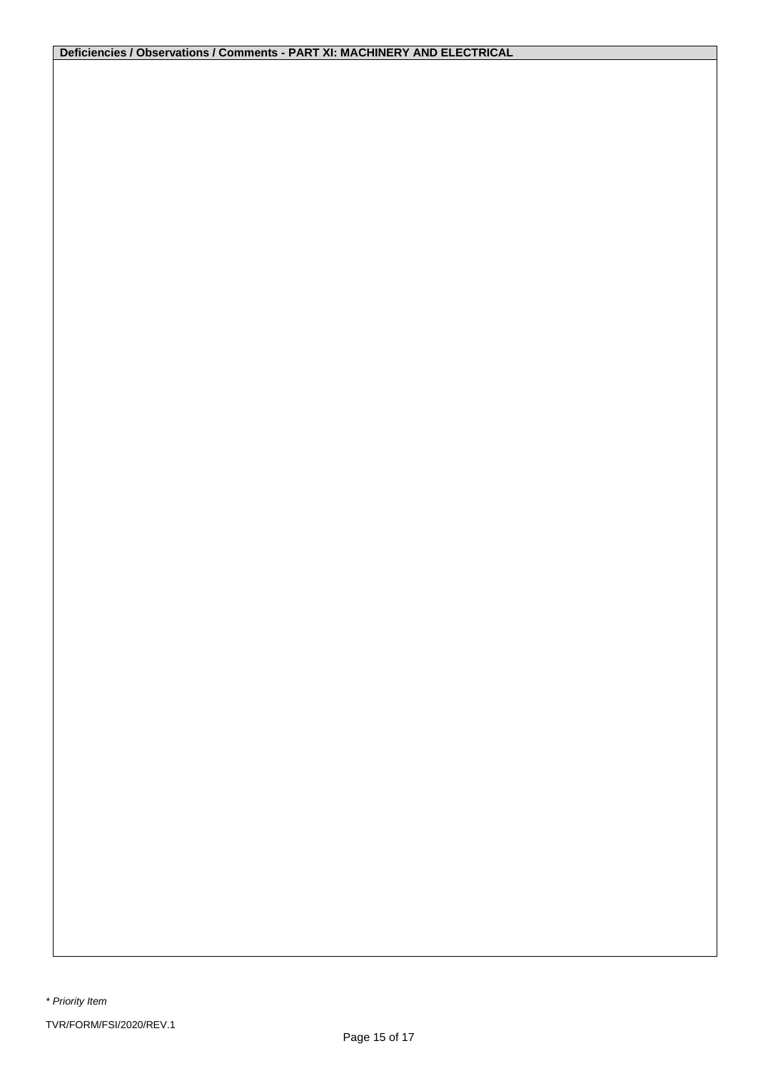| Deficiencies / Observations / Comments - PART XI: MACHINERY AND ELECTRICAL |
| --- |
| |

*\* Priority Item*

TVR/FORM/FSI/2020/REV.1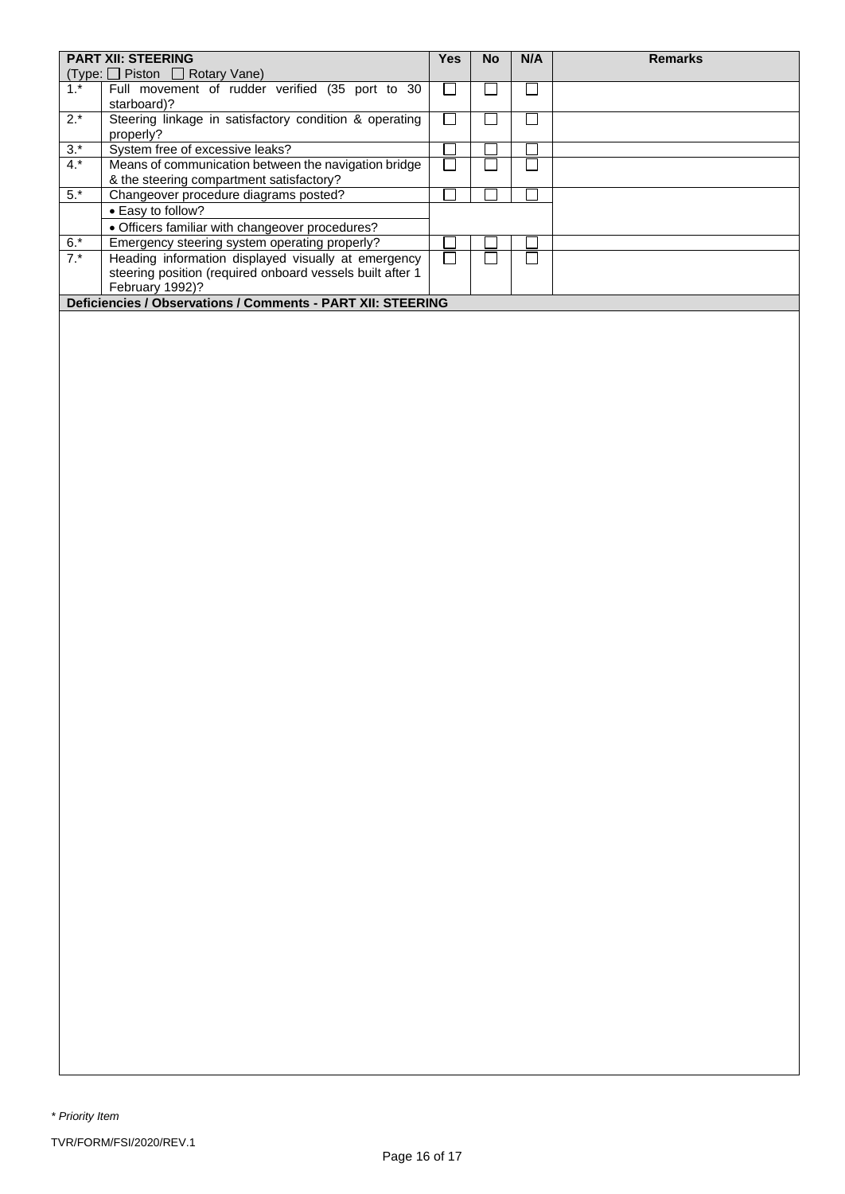| PART XII: STEERING<br>(Type: ☐ Piston ☐ Rotary Vane) | | Yes | No | N/A | Remarks |
|---|---|---|---|---|---|
| 1.* | Full movement of rudder verified (35 port to 30 starboard)? | ☐ | ☐ | ☐ | |
| 2.* | Steering linkage in satisfactory condition & operating properly? | ☐ | ☐ | ☐ | |
| 3.* | System free of excessive leaks? | ☐ | ☐ | ☐ | |
| 4.* | Means of communication between the navigation bridge & the steering compartment satisfactory? | ☐ | ☐ | ☐ | |
| 5.* | Changeover procedure diagrams posted? | ☐ | ☐ | ☐ | |
| | • Easy to follow? | | | | |
| | • Officers familiar with changeover procedures? | | | | |
| 6.* | Emergency steering system operating properly? | ☐ | ☐ | ☐ | |
| 7.* | Heading information displayed visually at emergency steering position (required onboard vessels built after 1 February 1992)? | ☐ | ☐ | ☐ | |

**Deficiencies / Observations / Comments - PART XII: STEERING**

*\* Priority Item*

TVR/FORM/FSI/2020/REV.1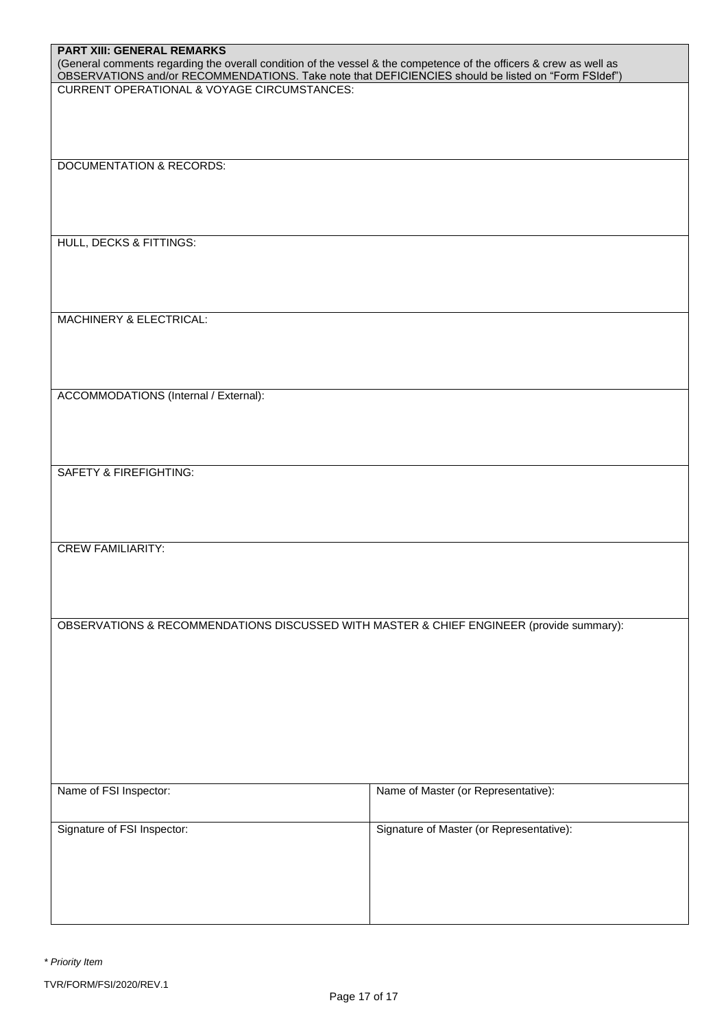## PART XIII: GENERAL REMARKS

(General comments regarding the overall condition of the vessel & the competence of the officers & crew as well as OBSERVATIONS and/or RECOMMENDATIONS. Take note that DEFICIENCIES should be listed on "Form FSIdef")

CURRENT OPERATIONAL & VOYAGE CIRCUMSTANCES:

DOCUMENTATION & RECORDS:

HULL, DECKS & FITTINGS:

MACHINERY & ELECTRICAL:

ACCOMMODATIONS (Internal / External):

SAFETY & FIREFIGHTING:

CREW FAMILIARITY:

OBSERVATIONS & RECOMMENDATIONS DISCUSSED WITH MASTER & CHIEF ENGINEER (provide summary):

| | |
|---|---|
| Name of FSI Inspector: | Name of Master (or Representative): |
| Signature of FSI Inspector: | Signature of Master (or Representative): |

*\* Priority Item*

TVR/FORM/FSI/2020/REV.1